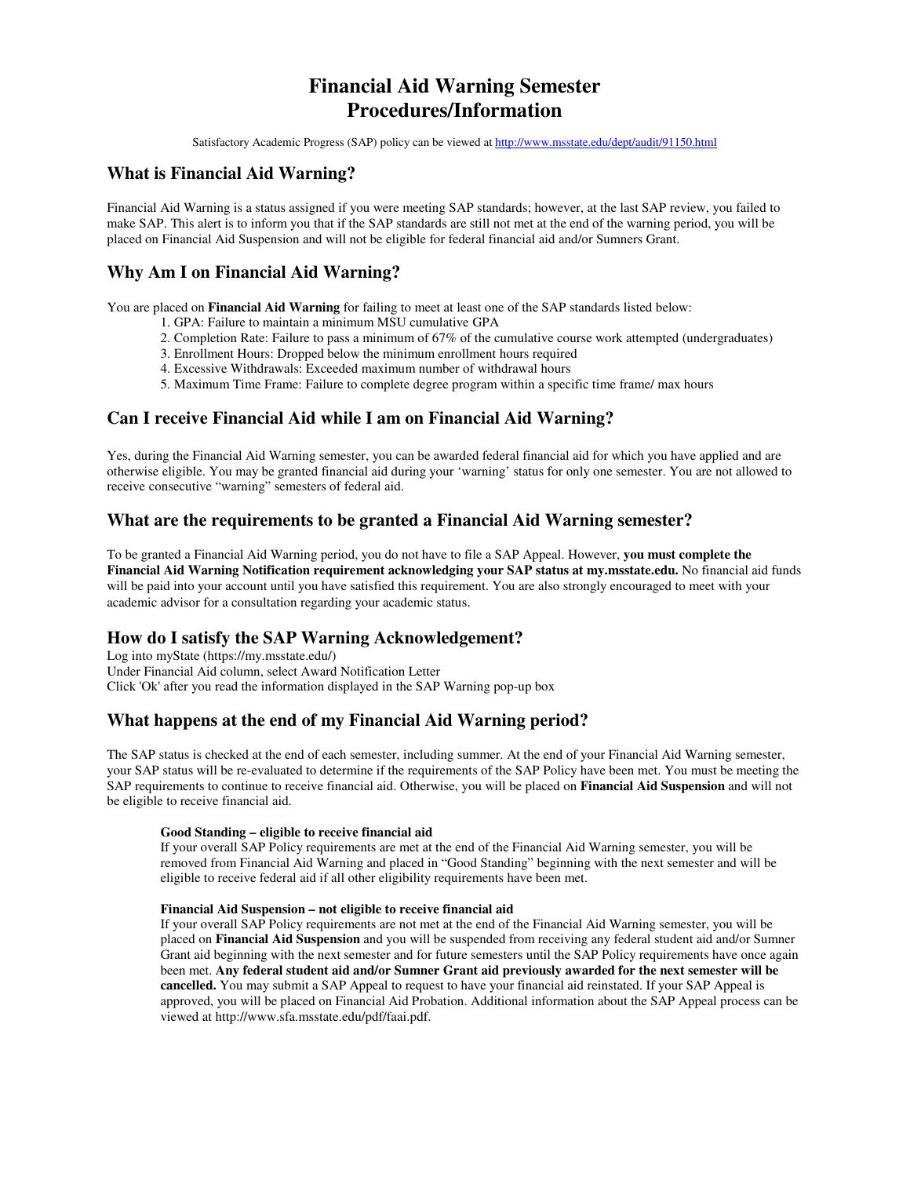# Financial Aid Warning Semester Procedures/Information

Satisfactory Academic Progress (SAP) policy can be viewed at http://www.msstate.edu/dept/audit/91150.html

## What is Financial Aid Warning?

Financial Aid Warning is a status assigned if you were meeting SAP standards; however, at the last SAP review, you failed to make SAP. This alert is to inform you that if the SAP standards are still not met at the end of the warning period, you will be placed on Financial Aid Suspension and will not be eligible for federal financial aid and/or Sumners Grant.

## Why Am I on Financial Aid Warning?

You are placed on **Financial Aid Warning** for failing to meet at least one of the SAP standards listed below:

1. GPA: Failure to maintain a minimum MSU cumulative GPA
2. Completion Rate: Failure to pass a minimum of 67% of the cumulative course work attempted (undergraduates)
3. Enrollment Hours: Dropped below the minimum enrollment hours required
4. Excessive Withdrawals: Exceeded maximum number of withdrawal hours
5. Maximum Time Frame: Failure to complete degree program within a specific time frame/ max hours

## Can I receive Financial Aid while I am on Financial Aid Warning?

Yes, during the Financial Aid Warning semester, you can be awarded federal financial aid for which you have applied and are otherwise eligible. You may be granted financial aid during your 'warning' status for only one semester. You are not allowed to receive consecutive "warning" semesters of federal aid.

## What are the requirements to be granted a Financial Aid Warning semester?

To be granted a Financial Aid Warning period, you do not have to file a SAP Appeal. However, **you must complete the Financial Aid Warning Notification requirement acknowledging your SAP status at my.msstate.edu.** No financial aid funds will be paid into your account until you have satisfied this requirement. You are also strongly encouraged to meet with your academic advisor for a consultation regarding your academic status.

## How do I satisfy the SAP Warning Acknowledgement?

Log into myState (https://my.msstate.edu/)
Under Financial Aid column, select Award Notification Letter
Click 'Ok' after you read the information displayed in the SAP Warning pop-up box

## What happens at the end of my Financial Aid Warning period?

The SAP status is checked at the end of each semester, including summer. At the end of your Financial Aid Warning semester, your SAP status will be re-evaluated to determine if the requirements of the SAP Policy have been met. You must be meeting the SAP requirements to continue to receive financial aid. Otherwise, you will be placed on **Financial Aid Suspension** and will not be eligible to receive financial aid.

**Good Standing – eligible to receive financial aid**
If your overall SAP Policy requirements are met at the end of the Financial Aid Warning semester, you will be removed from Financial Aid Warning and placed in "Good Standing" beginning with the next semester and will be eligible to receive federal aid if all other eligibility requirements have been met.

**Financial Aid Suspension – not eligible to receive financial aid**
If your overall SAP Policy requirements are not met at the end of the Financial Aid Warning semester, you will be placed on **Financial Aid Suspension** and you will be suspended from receiving any federal student aid and/or Sumner Grant aid beginning with the next semester and for future semesters until the SAP Policy requirements have once again been met. **Any federal student aid and/or Sumner Grant aid previously awarded for the next semester will be cancelled.** You may submit a SAP Appeal to request to have your financial aid reinstated. If your SAP Appeal is approved, you will be placed on Financial Aid Probation. Additional information about the SAP Appeal process can be viewed at http://www.sfa.msstate.edu/pdf/faai.pdf.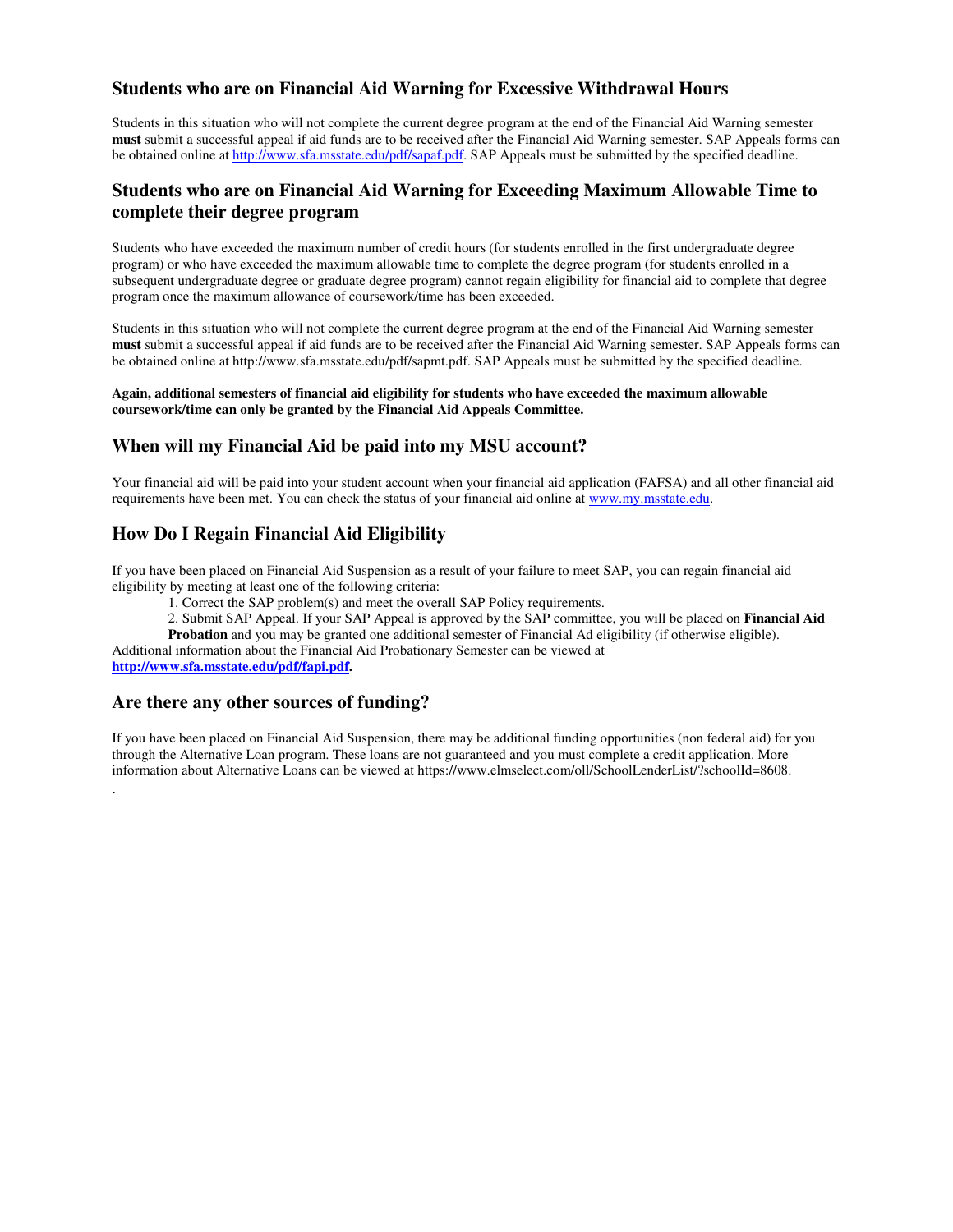## Students who are on Financial Aid Warning for Excessive Withdrawal Hours

Students in this situation who will not complete the current degree program at the end of the Financial Aid Warning semester **must** submit a successful appeal if aid funds are to be received after the Financial Aid Warning semester. SAP Appeals forms can be obtained online at http://www.sfa.msstate.edu/pdf/sapaf.pdf. SAP Appeals must be submitted by the specified deadline.

## Students who are on Financial Aid Warning for Exceeding Maximum Allowable Time to complete their degree program

Students who have exceeded the maximum number of credit hours (for students enrolled in the first undergraduate degree program) or who have exceeded the maximum allowable time to complete the degree program (for students enrolled in a subsequent undergraduate degree or graduate degree program) cannot regain eligibility for financial aid to complete that degree program once the maximum allowance of coursework/time has been exceeded.

Students in this situation who will not complete the current degree program at the end of the Financial Aid Warning semester **must** submit a successful appeal if aid funds are to be received after the Financial Aid Warning semester. SAP Appeals forms can be obtained online at http://www.sfa.msstate.edu/pdf/sapmt.pdf. SAP Appeals must be submitted by the specified deadline.

**Again, additional semesters of financial aid eligibility for students who have exceeded the maximum allowable coursework/time can only be granted by the Financial Aid Appeals Committee.**

## When will my Financial Aid be paid into my MSU account?

Your financial aid will be paid into your student account when your financial aid application (FAFSA) and all other financial aid requirements have been met. You can check the status of your financial aid online at www.my.msstate.edu.

## How Do I Regain Financial Aid Eligibility

If you have been placed on Financial Aid Suspension as a result of your failure to meet SAP, you can regain financial aid eligibility by meeting at least one of the following criteria:

1. Correct the SAP problem(s) and meet the overall SAP Policy requirements.
2. Submit SAP Appeal. If your SAP Appeal is approved by the SAP committee, you will be placed on **Financial Aid Probation** and you may be granted one additional semester of Financial Ad eligibility (if otherwise eligible).

Additional information about the Financial Aid Probationary Semester can be viewed at **http://www.sfa.msstate.edu/pdf/fapi.pdf.**

## Are there any other sources of funding?

If you have been placed on Financial Aid Suspension, there may be additional funding opportunities (non federal aid) for you through the Alternative Loan program. These loans are not guaranteed and you must complete a credit application. More information about Alternative Loans can be viewed at https://www.elmselect.com/oll/SchoolLenderList/?schoolId=8608.

.